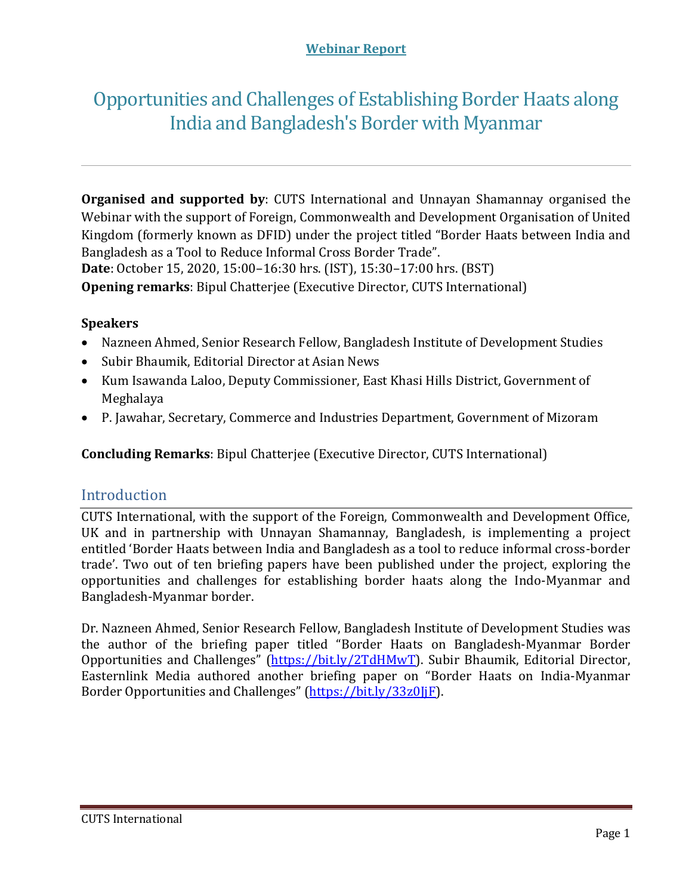**Webinar Report**

# Opportunities and Challenges of Establishing Border Haats along India and Bangladesh's Border with Myanmar

**Organised and supported by**: CUTS International and Unnayan Shamannay organised the Webinar with the support of Foreign, Commonwealth and Development Organisation of United Kingdom (formerly known as DFID) under the project titled "Border Haats between India and Bangladesh as a Tool to Reduce Informal Cross Border Trade".
**Date**: October 15, 2020, 15:00–16:30 hrs. (IST), 15:30–17:00 hrs. (BST)
**Opening remarks**: Bipul Chatterjee (Executive Director, CUTS International)

**Speakers**

- Nazneen Ahmed, Senior Research Fellow, Bangladesh Institute of Development Studies
- Subir Bhaumik, Editorial Director at Asian News
- Kum Isawanda Laloo, Deputy Commissioner, East Khasi Hills District, Government of Meghalaya
- P. Jawahar, Secretary, Commerce and Industries Department, Government of Mizoram

**Concluding Remarks**: Bipul Chatterjee (Executive Director, CUTS International)

## Introduction

CUTS International, with the support of the Foreign, Commonwealth and Development Office, UK and in partnership with Unnayan Shamannay, Bangladesh, is implementing a project entitled 'Border Haats between India and Bangladesh as a tool to reduce informal cross-border trade'. Two out of ten briefing papers have been published under the project, exploring the opportunities and challenges for establishing border haats along the Indo-Myanmar and Bangladesh-Myanmar border.

Dr. Nazneen Ahmed, Senior Research Fellow, Bangladesh Institute of Development Studies was the author of the briefing paper titled "Border Haats on Bangladesh-Myanmar Border Opportunities and Challenges" (https://bit.ly/2TdHMwT). Subir Bhaumik, Editorial Director, Easternlink Media authored another briefing paper on "Border Haats on India-Myanmar Border Opportunities and Challenges" (https://bit.ly/33z0JjF).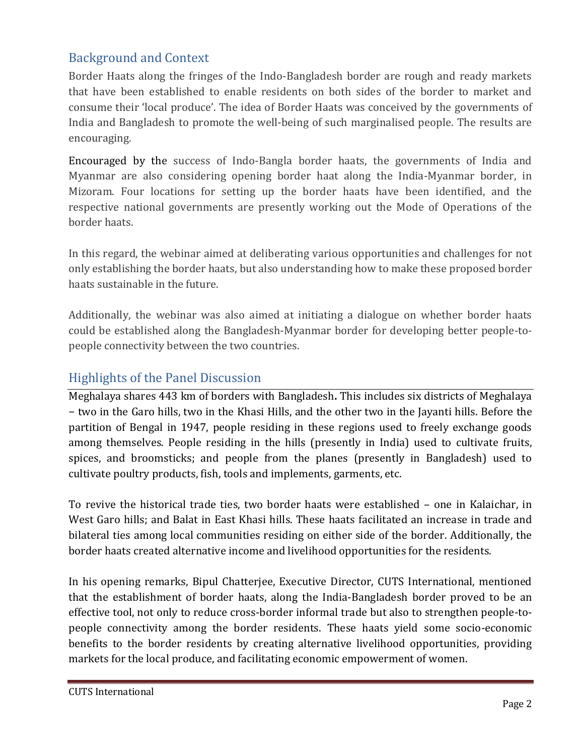## Background and Context

Border Haats along the fringes of the Indo-Bangladesh border are rough and ready markets that have been established to enable residents on both sides of the border to market and consume their 'local produce'. The idea of Border Haats was conceived by the governments of India and Bangladesh to promote the well-being of such marginalised people. The results are encouraging.

Encouraged by the success of Indo-Bangla border haats, the governments of India and Myanmar are also considering opening border haat along the India-Myanmar border, in Mizoram. Four locations for setting up the border haats have been identified, and the respective national governments are presently working out the Mode of Operations of the border haats.

In this regard, the webinar aimed at deliberating various opportunities and challenges for not only establishing the border haats, but also understanding how to make these proposed border haats sustainable in the future.

Additionally, the webinar was also aimed at initiating a dialogue on whether border haats could be established along the Bangladesh-Myanmar border for developing better people-to-people connectivity between the two countries.

## Highlights of the Panel Discussion

Meghalaya shares 443 km of borders with Bangladesh**.** This includes six districts of Meghalaya – two in the Garo hills, two in the Khasi Hills, and the other two in the Jayanti hills. Before the partition of Bengal in 1947, people residing in these regions used to freely exchange goods among themselves. People residing in the hills (presently in India) used to cultivate fruits, spices, and broomsticks; and people from the planes (presently in Bangladesh) used to cultivate poultry products, fish, tools and implements, garments, etc.

To revive the historical trade ties, two border haats were established – one in Kalaichar, in West Garo hills; and Balat in East Khasi hills. These haats facilitated an increase in trade and bilateral ties among local communities residing on either side of the border. Additionally, the border haats created alternative income and livelihood opportunities for the residents.

In his opening remarks, Bipul Chatterjee, Executive Director, CUTS International, mentioned that the establishment of border haats, along the India-Bangladesh border proved to be an effective tool, not only to reduce cross-border informal trade but also to strengthen people-to-people connectivity among the border residents. These haats yield some socio-economic benefits to the border residents by creating alternative livelihood opportunities, providing markets for the local produce, and facilitating economic empowerment of women.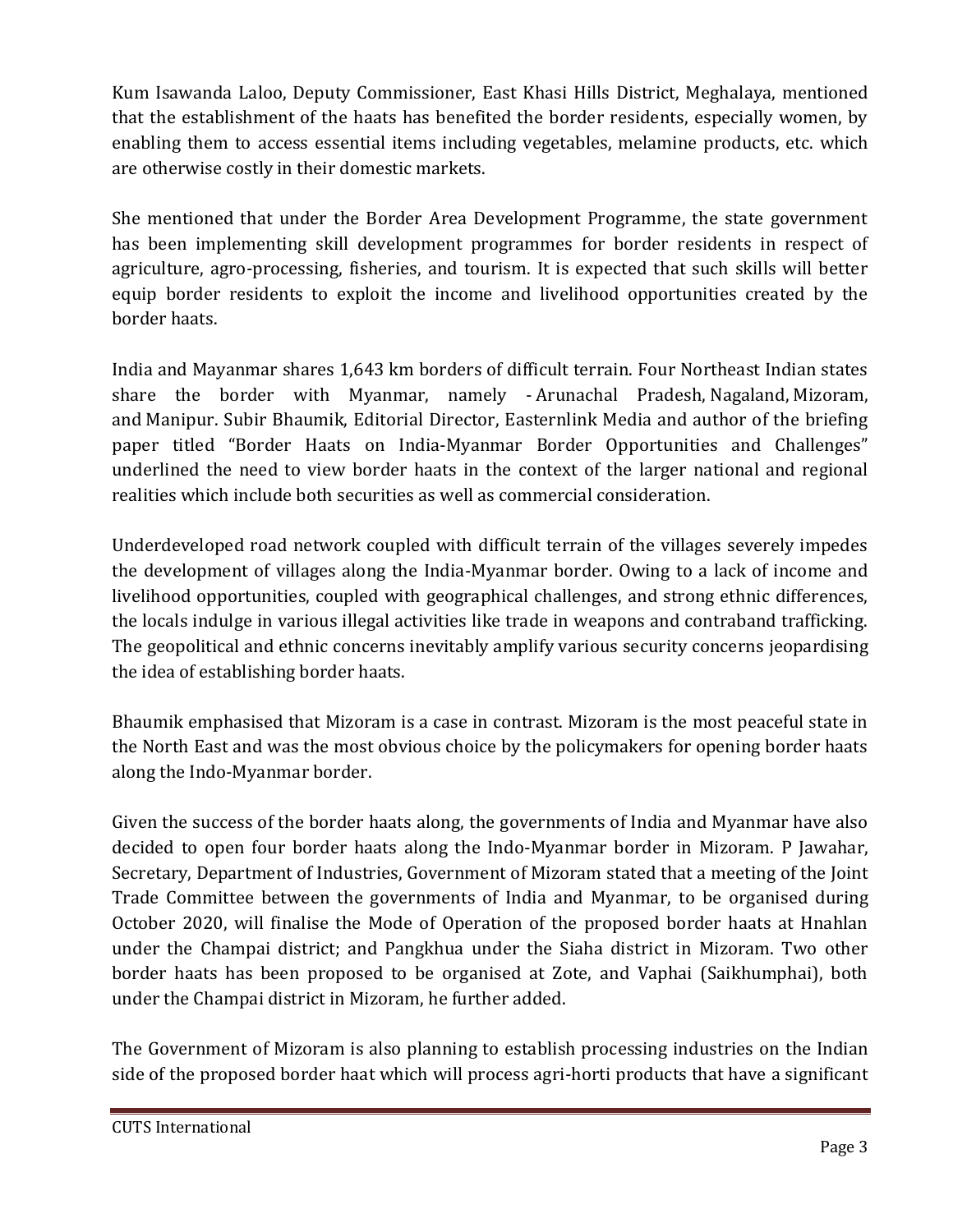Kum Isawanda Laloo, Deputy Commissioner, East Khasi Hills District, Meghalaya, mentioned that the establishment of the haats has benefited the border residents, especially women, by enabling them to access essential items including vegetables, melamine products, etc. which are otherwise costly in their domestic markets.

She mentioned that under the Border Area Development Programme, the state government has been implementing skill development programmes for border residents in respect of agriculture, agro-processing, fisheries, and tourism. It is expected that such skills will better equip border residents to exploit the income and livelihood opportunities created by the border haats.

India and Mayanmar shares 1,643 km borders of difficult terrain. Four Northeast Indian states share the border with Myanmar, namely - Arunachal Pradesh, Nagaland, Mizoram, and Manipur. Subir Bhaumik, Editorial Director, Easternlink Media and author of the briefing paper titled "Border Haats on India-Myanmar Border Opportunities and Challenges" underlined the need to view border haats in the context of the larger national and regional realities which include both securities as well as commercial consideration.

Underdeveloped road network coupled with difficult terrain of the villages severely impedes the development of villages along the India-Myanmar border. Owing to a lack of income and livelihood opportunities, coupled with geographical challenges, and strong ethnic differences, the locals indulge in various illegal activities like trade in weapons and contraband trafficking. The geopolitical and ethnic concerns inevitably amplify various security concerns jeopardising the idea of establishing border haats.

Bhaumik emphasised that Mizoram is a case in contrast. Mizoram is the most peaceful state in the North East and was the most obvious choice by the policymakers for opening border haats along the Indo-Myanmar border.

Given the success of the border haats along, the governments of India and Myanmar have also decided to open four border haats along the Indo-Myanmar border in Mizoram. P Jawahar, Secretary, Department of Industries, Government of Mizoram stated that a meeting of the Joint Trade Committee between the governments of India and Myanmar, to be organised during October 2020, will finalise the Mode of Operation of the proposed border haats at Hnahlan under the Champai district; and Pangkhua under the Siaha district in Mizoram. Two other border haats has been proposed to be organised at Zote, and Vaphai (Saikhumphai), both under the Champai district in Mizoram, he further added.

The Government of Mizoram is also planning to establish processing industries on the Indian side of the proposed border haat which will process agri-horti products that have a significant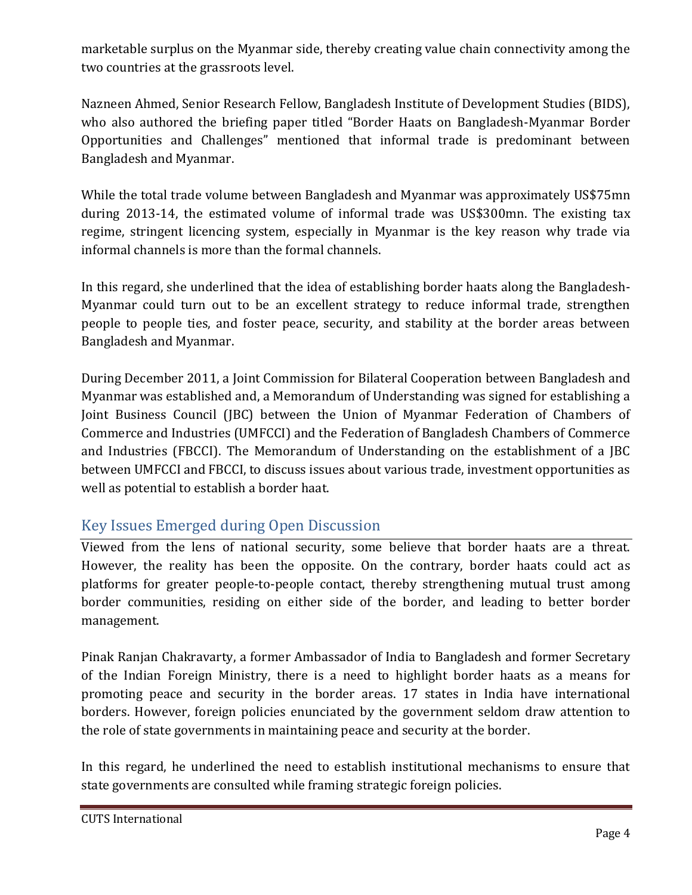marketable surplus on the Myanmar side, thereby creating value chain connectivity among the two countries at the grassroots level.

Nazneen Ahmed, Senior Research Fellow, Bangladesh Institute of Development Studies (BIDS), who also authored the briefing paper titled "Border Haats on Bangladesh-Myanmar Border Opportunities and Challenges" mentioned that informal trade is predominant between Bangladesh and Myanmar.

While the total trade volume between Bangladesh and Myanmar was approximately US$75mn during 2013-14, the estimated volume of informal trade was US$300mn. The existing tax regime, stringent licencing system, especially in Myanmar is the key reason why trade via informal channels is more than the formal channels.

In this regard, she underlined that the idea of establishing border haats along the Bangladesh-Myanmar could turn out to be an excellent strategy to reduce informal trade, strengthen people to people ties, and foster peace, security, and stability at the border areas between Bangladesh and Myanmar.

During December 2011, a Joint Commission for Bilateral Cooperation between Bangladesh and Myanmar was established and, a Memorandum of Understanding was signed for establishing a Joint Business Council (JBC) between the Union of Myanmar Federation of Chambers of Commerce and Industries (UMFCCI) and the Federation of Bangladesh Chambers of Commerce and Industries (FBCCI). The Memorandum of Understanding on the establishment of a JBC between UMFCCI and FBCCI, to discuss issues about various trade, investment opportunities as well as potential to establish a border haat.

## Key Issues Emerged during Open Discussion

Viewed from the lens of national security, some believe that border haats are a threat. However, the reality has been the opposite. On the contrary, border haats could act as platforms for greater people-to-people contact, thereby strengthening mutual trust among border communities, residing on either side of the border, and leading to better border management.

Pinak Ranjan Chakravarty, a former Ambassador of India to Bangladesh and former Secretary of the Indian Foreign Ministry, there is a need to highlight border haats as a means for promoting peace and security in the border areas. 17 states in India have international borders. However, foreign policies enunciated by the government seldom draw attention to the role of state governments in maintaining peace and security at the border.

In this regard, he underlined the need to establish institutional mechanisms to ensure that state governments are consulted while framing strategic foreign policies.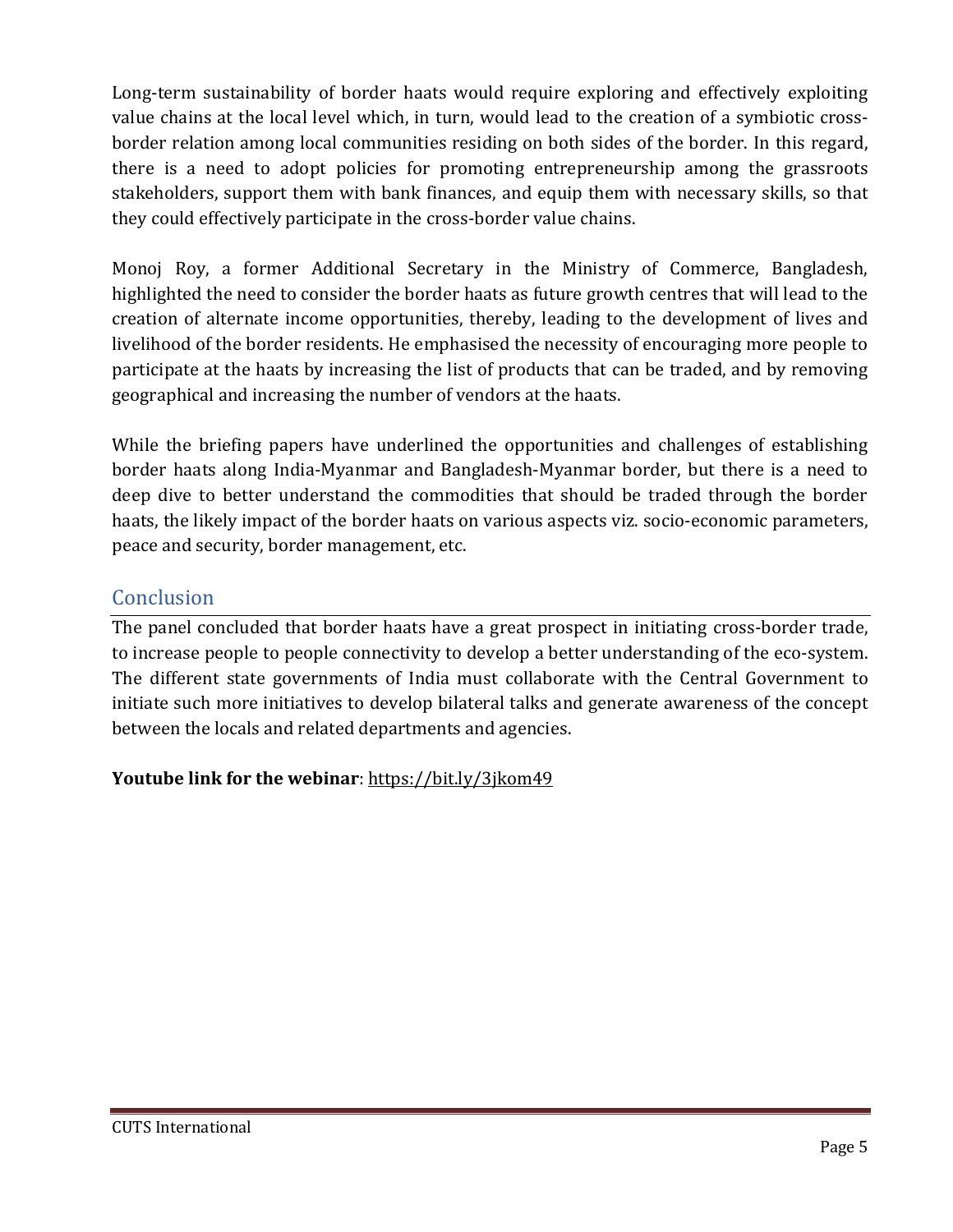Long-term sustainability of border haats would require exploring and effectively exploiting value chains at the local level which, in turn, would lead to the creation of a symbiotic cross-border relation among local communities residing on both sides of the border. In this regard, there is a need to adopt policies for promoting entrepreneurship among the grassroots stakeholders, support them with bank finances, and equip them with necessary skills, so that they could effectively participate in the cross-border value chains.

Monoj Roy, a former Additional Secretary in the Ministry of Commerce, Bangladesh, highlighted the need to consider the border haats as future growth centres that will lead to the creation of alternate income opportunities, thereby, leading to the development of lives and livelihood of the border residents. He emphasised the necessity of encouraging more people to participate at the haats by increasing the list of products that can be traded, and by removing geographical and increasing the number of vendors at the haats.

While the briefing papers have underlined the opportunities and challenges of establishing border haats along India-Myanmar and Bangladesh-Myanmar border, but there is a need to deep dive to better understand the commodities that should be traded through the border haats, the likely impact of the border haats on various aspects viz. socio-economic parameters, peace and security, border management, etc.

## Conclusion

The panel concluded that border haats have a great prospect in initiating cross-border trade, to increase people to people connectivity to develop a better understanding of the eco-system. The different state governments of India must collaborate with the Central Government to initiate such more initiatives to develop bilateral talks and generate awareness of the concept between the locals and related departments and agencies.

**Youtube link for the webinar**: https://bit.ly/3jkom49